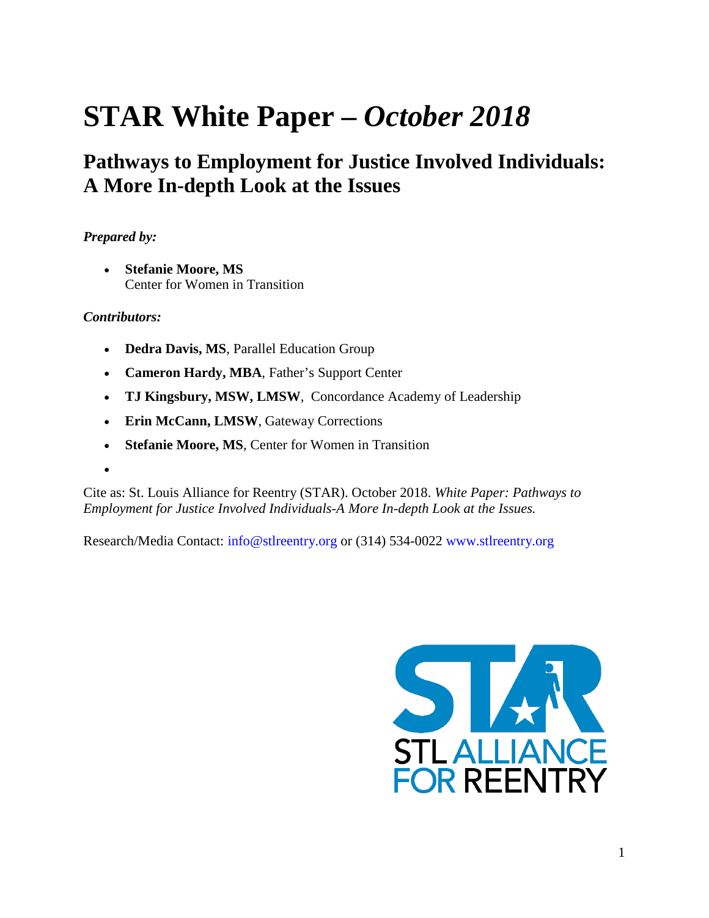# STAR White Paper – *October 2018*

## Pathways to Employment for Justice Involved Individuals: A More In-depth Look at the Issues

***Prepared by:***

- **Stefanie Moore, MS**
  Center for Women in Transition

***Contributors:***

- **Dedra Davis, MS**, Parallel Education Group
- **Cameron Hardy, MBA**, Father's Support Center
- **TJ Kingsbury, MSW, LMSW**, Concordance Academy of Leadership
- **Erin McCann, LMSW**, Gateway Corrections
- **Stefanie Moore, MS**, Center for Women in Transition

Cite as: St. Louis Alliance for Reentry (STAR). October 2018. *White Paper: Pathways to Employment for Justice Involved Individuals-A More In-depth Look at the Issues.*

Research/Media Contact: info@stlreentry.org or (314) 534-0022 www.stlreentry.org

STL ALLIANCE FOR REENTRY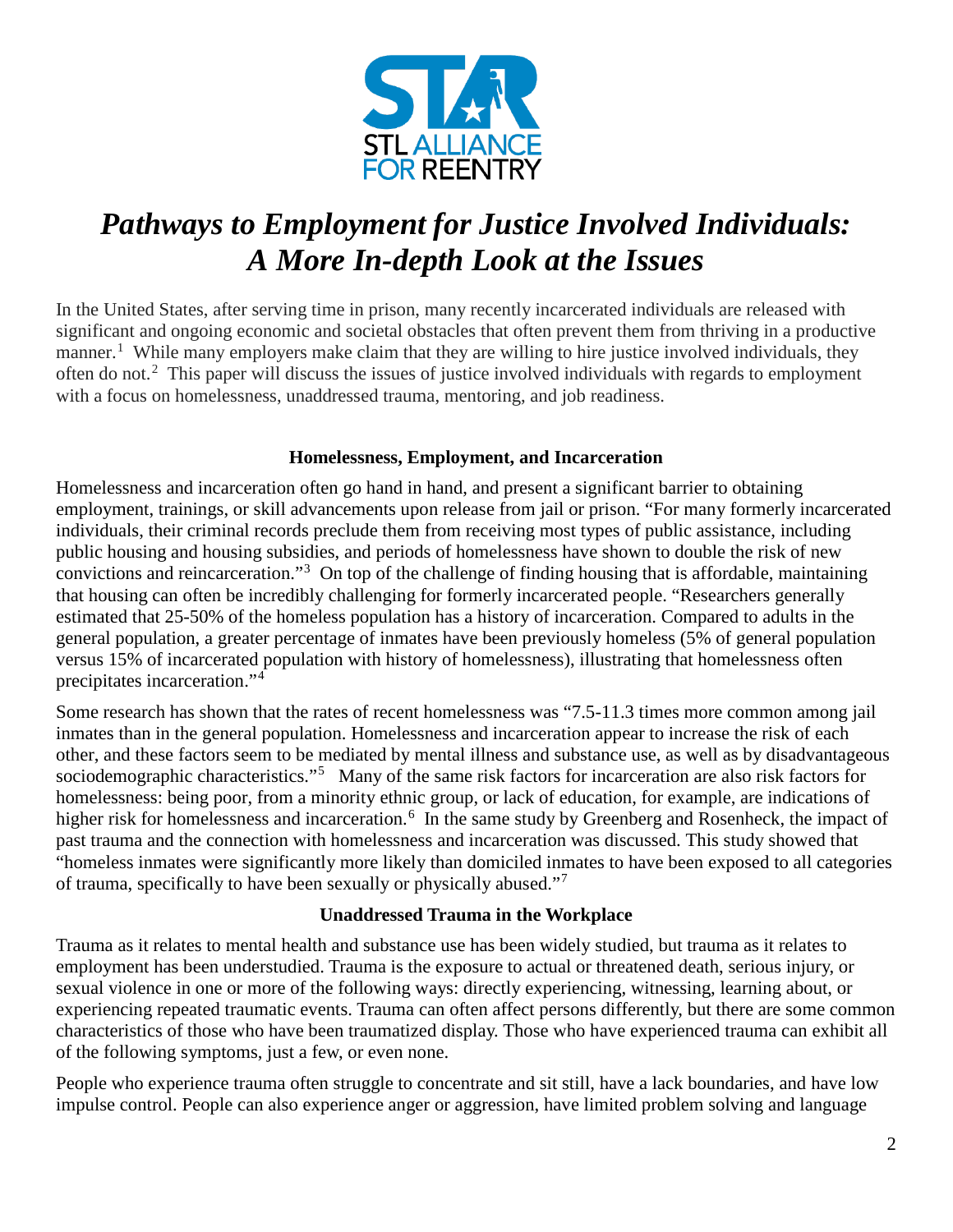STL ALLIANCE FOR REENTRY

# *Pathways to Employment for Justice Involved Individuals: A More In-depth Look at the Issues*

In the United States, after serving time in prison, many recently incarcerated individuals are released with significant and ongoing economic and societal obstacles that often prevent them from thriving in a productive manner.[1] While many employers make claim that they are willing to hire justice involved individuals, they often do not.[2] This paper will discuss the issues of justice involved individuals with regards to employment with a focus on homelessness, unaddressed trauma, mentoring, and job readiness.

**Homelessness, Employment, and Incarceration**

Homelessness and incarceration often go hand in hand, and present a significant barrier to obtaining employment, trainings, or skill advancements upon release from jail or prison. "For many formerly incarcerated individuals, their criminal records preclude them from receiving most types of public assistance, including public housing and housing subsidies, and periods of homelessness have shown to double the risk of new convictions and reincarceration."[3] On top of the challenge of finding housing that is affordable, maintaining that housing can often be incredibly challenging for formerly incarcerated people. "Researchers generally estimated that 25-50% of the homeless population has a history of incarceration. Compared to adults in the general population, a greater percentage of inmates have been previously homeless (5% of general population versus 15% of incarcerated population with history of homelessness), illustrating that homelessness often precipitates incarceration."[4]

Some research has shown that the rates of recent homelessness was "7.5-11.3 times more common among jail inmates than in the general population. Homelessness and incarceration appear to increase the risk of each other, and these factors seem to be mediated by mental illness and substance use, as well as by disadvantageous sociodemographic characteristics."[5] Many of the same risk factors for incarceration are also risk factors for homelessness: being poor, from a minority ethnic group, or lack of education, for example, are indications of higher risk for homelessness and incarceration.[6] In the same study by Greenberg and Rosenheck, the impact of past trauma and the connection with homelessness and incarceration was discussed. This study showed that "homeless inmates were significantly more likely than domiciled inmates to have been exposed to all categories of trauma, specifically to have been sexually or physically abused."[7]

**Unaddressed Trauma in the Workplace**

Trauma as it relates to mental health and substance use has been widely studied, but trauma as it relates to employment has been understudied. Trauma is the exposure to actual or threatened death, serious injury, or sexual violence in one or more of the following ways: directly experiencing, witnessing, learning about, or experiencing repeated traumatic events. Trauma can often affect persons differently, but there are some common characteristics of those who have been traumatized display. Those who have experienced trauma can exhibit all of the following symptoms, just a few, or even none.

People who experience trauma often struggle to concentrate and sit still, have a lack boundaries, and have low impulse control. People can also experience anger or aggression, have limited problem solving and language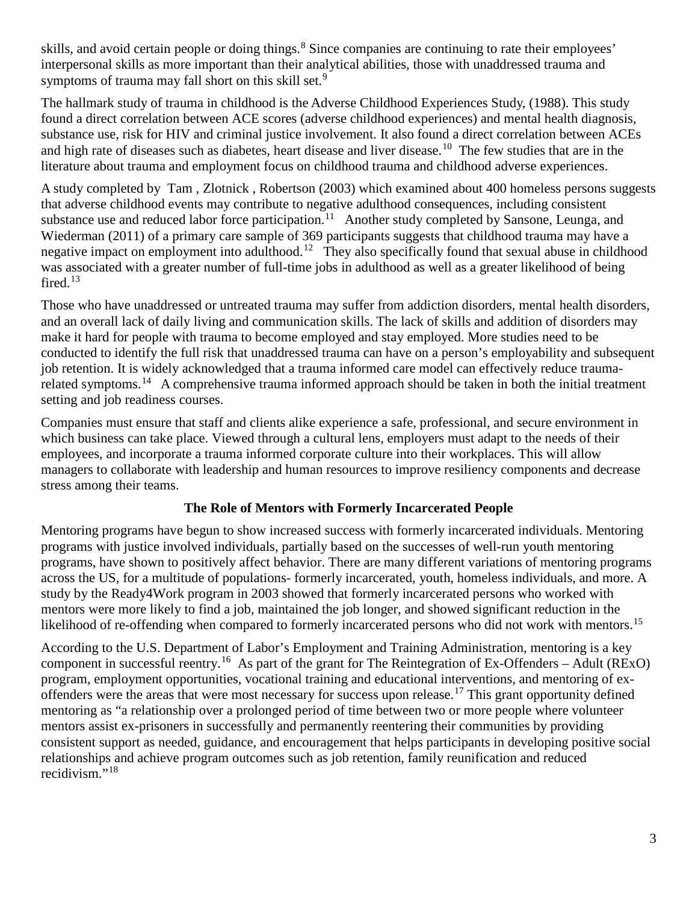skills, and avoid certain people or doing things.[8] Since companies are continuing to rate their employees' interpersonal skills as more important than their analytical abilities, those with unaddressed trauma and symptoms of trauma may fall short on this skill set.[9]

The hallmark study of trauma in childhood is the Adverse Childhood Experiences Study, (1988). This study found a direct correlation between ACE scores (adverse childhood experiences) and mental health diagnosis, substance use, risk for HIV and criminal justice involvement. It also found a direct correlation between ACEs and high rate of diseases such as diabetes, heart disease and liver disease.[10] The few studies that are in the literature about trauma and employment focus on childhood trauma and childhood adverse experiences.

A study completed by Tam , Zlotnick , Robertson (2003) which examined about 400 homeless persons suggests that adverse childhood events may contribute to negative adulthood consequences, including consistent substance use and reduced labor force participation.[11] Another study completed by Sansone, Leunga, and Wiederman (2011) of a primary care sample of 369 participants suggests that childhood trauma may have a negative impact on employment into adulthood.[12] They also specifically found that sexual abuse in childhood was associated with a greater number of full-time jobs in adulthood as well as a greater likelihood of being fired.[13]

Those who have unaddressed or untreated trauma may suffer from addiction disorders, mental health disorders, and an overall lack of daily living and communication skills. The lack of skills and addition of disorders may make it hard for people with trauma to become employed and stay employed. More studies need to be conducted to identify the full risk that unaddressed trauma can have on a person's employability and subsequent job retention. It is widely acknowledged that a trauma informed care model can effectively reduce trauma-related symptoms.[14] A comprehensive trauma informed approach should be taken in both the initial treatment setting and job readiness courses.

Companies must ensure that staff and clients alike experience a safe, professional, and secure environment in which business can take place. Viewed through a cultural lens, employers must adapt to the needs of their employees, and incorporate a trauma informed corporate culture into their workplaces. This will allow managers to collaborate with leadership and human resources to improve resiliency components and decrease stress among their teams.

## The Role of Mentors with Formerly Incarcerated People

Mentoring programs have begun to show increased success with formerly incarcerated individuals. Mentoring programs with justice involved individuals, partially based on the successes of well-run youth mentoring programs, have shown to positively affect behavior. There are many different variations of mentoring programs across the US, for a multitude of populations- formerly incarcerated, youth, homeless individuals, and more. A study by the Ready4Work program in 2003 showed that formerly incarcerated persons who worked with mentors were more likely to find a job, maintained the job longer, and showed significant reduction in the likelihood of re-offending when compared to formerly incarcerated persons who did not work with mentors.[15]

According to the U.S. Department of Labor's Employment and Training Administration, mentoring is a key component in successful reentry.[16] As part of the grant for The Reintegration of Ex-Offenders – Adult (RExO) program, employment opportunities, vocational training and educational interventions, and mentoring of ex-offenders were the areas that were most necessary for success upon release.[17] This grant opportunity defined mentoring as "a relationship over a prolonged period of time between two or more people where volunteer mentors assist ex-prisoners in successfully and permanently reentering their communities by providing consistent support as needed, guidance, and encouragement that helps participants in developing positive social relationships and achieve program outcomes such as job retention, family reunification and reduced recidivism."[18]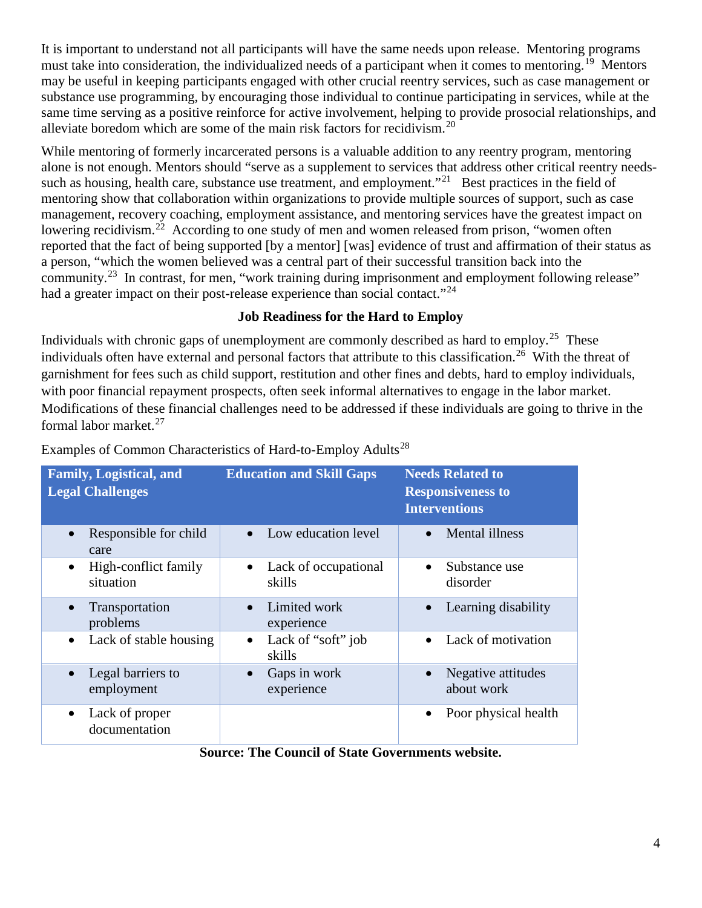It is important to understand not all participants will have the same needs upon release. Mentoring programs must take into consideration, the individualized needs of a participant when it comes to mentoring.[19] Mentors may be useful in keeping participants engaged with other crucial reentry services, such as case management or substance use programming, by encouraging those individual to continue participating in services, while at the same time serving as a positive reinforce for active involvement, helping to provide prosocial relationships, and alleviate boredom which are some of the main risk factors for recidivism.[20]

While mentoring of formerly incarcerated persons is a valuable addition to any reentry program, mentoring alone is not enough. Mentors should "serve as a supplement to services that address other critical reentry needs- such as housing, health care, substance use treatment, and employment."[21] Best practices in the field of mentoring show that collaboration within organizations to provide multiple sources of support, such as case management, recovery coaching, employment assistance, and mentoring services have the greatest impact on lowering recidivism.[22] According to one study of men and women released from prison, "women often reported that the fact of being supported [by a mentor] [was] evidence of trust and affirmation of their status as a person, "which the women believed was a central part of their successful transition back into the community.[23] In contrast, for men, "work training during imprisonment and employment following release" had a greater impact on their post-release experience than social contact."[24]

### Job Readiness for the Hard to Employ

Individuals with chronic gaps of unemployment are commonly described as hard to employ.[25] These individuals often have external and personal factors that attribute to this classification.[26] With the threat of garnishment for fees such as child support, restitution and other fines and debts, hard to employ individuals, with poor financial repayment prospects, often seek informal alternatives to engage in the labor market. Modifications of these financial challenges need to be addressed if these individuals are going to thrive in the formal labor market.[27]

Examples of Common Characteristics of Hard-to-Employ Adults[28]

| Family, Logistical, and Legal Challenges | Education and Skill Gaps | Needs Related to Responsiveness to Interventions |
|---|---|---|
| • Responsible for child care | • Low education level | • Mental illness |
| • High-conflict family situation | • Lack of occupational skills | • Substance use disorder |
| • Transportation problems | • Limited work experience | • Learning disability |
| • Lack of stable housing | • Lack of "soft" job skills | • Lack of motivation |
| • Legal barriers to employment | • Gaps in work experience | • Negative attitudes about work |
| • Lack of proper documentation | | • Poor physical health |

**Source: The Council of State Governments website.**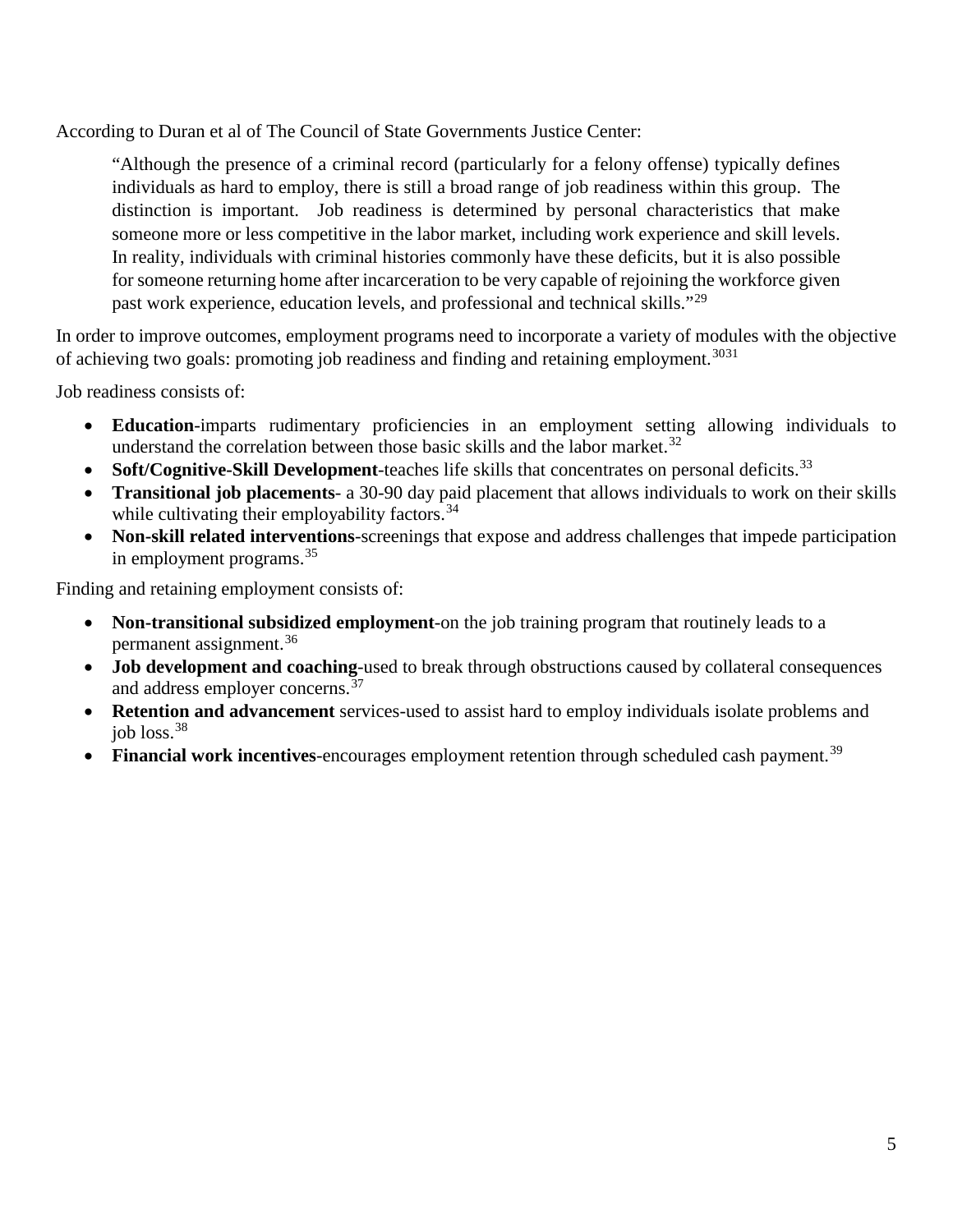According to Duran et al of The Council of State Governments Justice Center:

> "Although the presence of a criminal record (particularly for a felony offense) typically defines individuals as hard to employ, there is still a broad range of job readiness within this group. The distinction is important. Job readiness is determined by personal characteristics that make someone more or less competitive in the labor market, including work experience and skill levels. In reality, individuals with criminal histories commonly have these deficits, but it is also possible for someone returning home after incarceration to be very capable of rejoining the workforce given past work experience, education levels, and professional and technical skills."[29]

In order to improve outcomes, employment programs need to incorporate a variety of modules with the objective of achieving two goals: promoting job readiness and finding and retaining employment.[30][31]

Job readiness consists of:

- **Education**-imparts rudimentary proficiencies in an employment setting allowing individuals to understand the correlation between those basic skills and the labor market.[32]
- **Soft/Cognitive-Skill Development**-teaches life skills that concentrates on personal deficits.[33]
- **Transitional job placements**- a 30-90 day paid placement that allows individuals to work on their skills while cultivating their employability factors.[34]
- **Non-skill related interventions**-screenings that expose and address challenges that impede participation in employment programs.[35]

Finding and retaining employment consists of:

- **Non-transitional subsidized employment**-on the job training program that routinely leads to a permanent assignment.[36]
- **Job development and coaching**-used to break through obstructions caused by collateral consequences and address employer concerns.[37]
- **Retention and advancement** services-used to assist hard to employ individuals isolate problems and job loss.[38]
- **Financial work incentives**-encourages employment retention through scheduled cash payment.[39]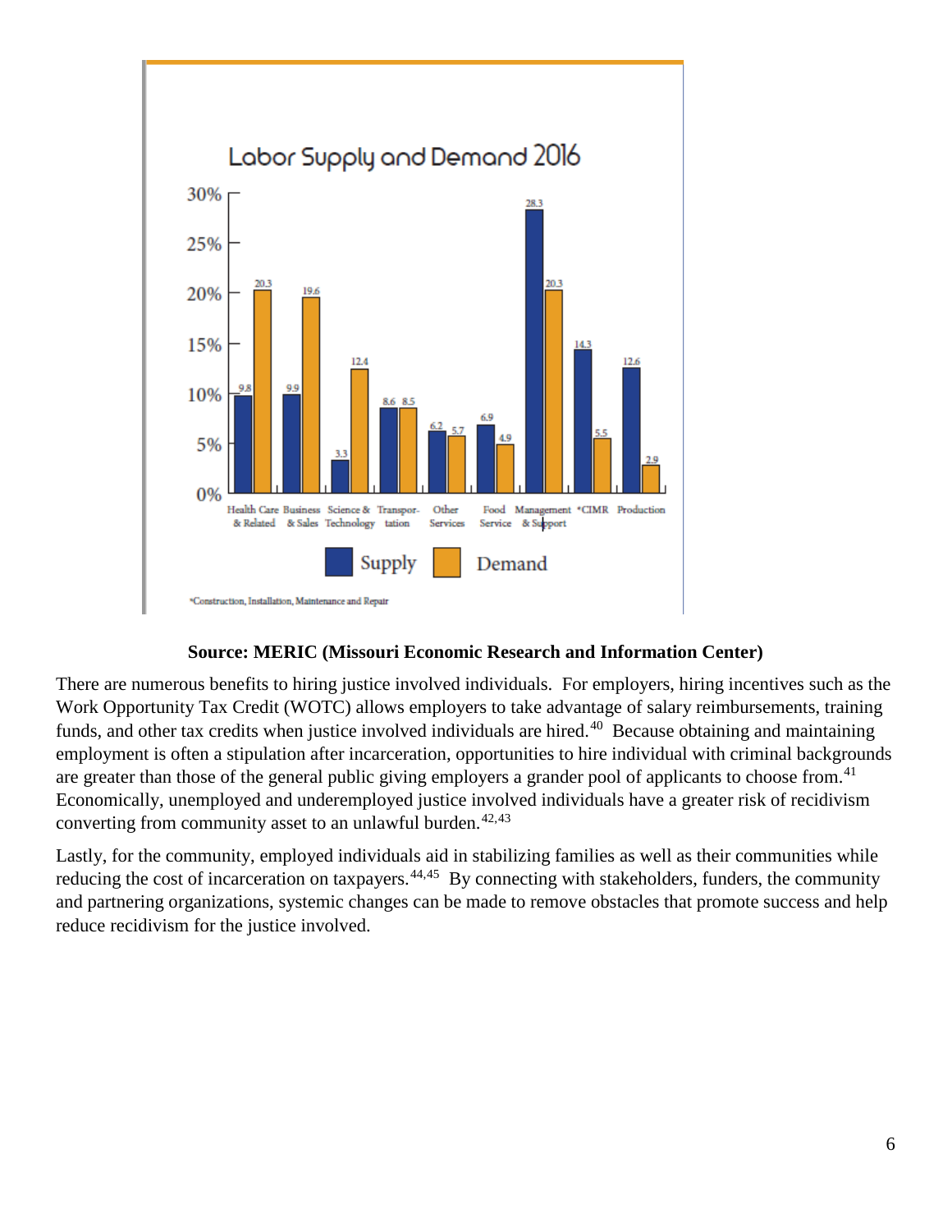## Labor Supply and Demand 2016

| Category | Supply | Demand |
|---|---|---|
| Health Care & Related | 9.8 | 20.3 |
| Business & Sales | 9.9 | 19.6 |
| Science & Technology | 3.3 | 12.4 |
| Transportation | 8.6 | 8.5 |
| Other Services | 6.2 | 5.7 |
| Food Service | 6.9 | 4.9 |
| Management & Support | 28.3 | 20.3 |
| *CIMR | 14.3 | 5.5 |
| Production | 12.6 | 2.9 |

*Construction, Installation, Maintenance and Repair

**Source: MERIC (Missouri Economic Research and Information Center)**

There are numerous benefits to hiring justice involved individuals. For employers, hiring incentives such as the Work Opportunity Tax Credit (WOTC) allows employers to take advantage of salary reimbursements, training funds, and other tax credits when justice involved individuals are hired.[40] Because obtaining and maintaining employment is often a stipulation after incarceration, opportunities to hire individual with criminal backgrounds are greater than those of the general public giving employers a grander pool of applicants to choose from.[41] Economically, unemployed and underemployed justice involved individuals have a greater risk of recidivism converting from community asset to an unlawful burden.[42,43]

Lastly, for the community, employed individuals aid in stabilizing families as well as their communities while reducing the cost of incarceration on taxpayers.[44,45] By connecting with stakeholders, funders, the community and partnering organizations, systemic changes can be made to remove obstacles that promote success and help reduce recidivism for the justice involved.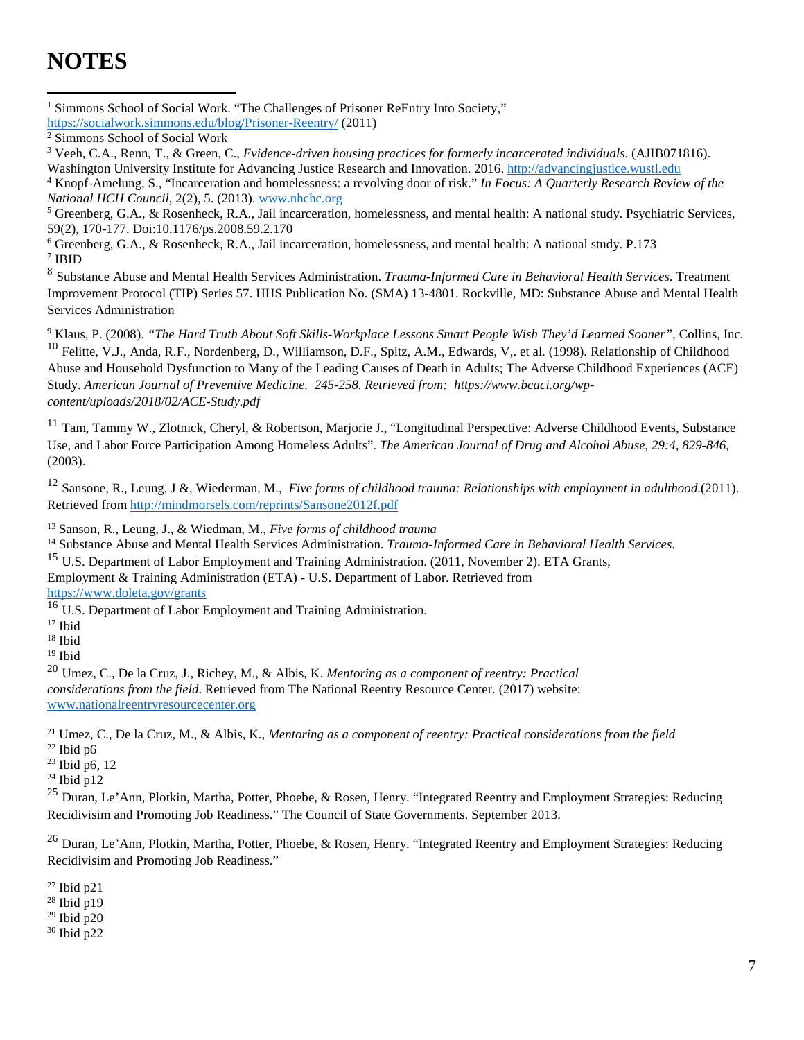# NOTES

[1] Simmons School of Social Work. "The Challenges of Prisoner ReEntry Into Society," https://socialwork.simmons.edu/blog/Prisoner-Reentry/ (2011)

[2] Simmons School of Social Work

[3] Veeh, C.A., Renn, T., & Green, C., *Evidence-driven housing practices for formerly incarcerated individuals*. (AJIB071816). Washington University Institute for Advancing Justice Research and Innovation. 2016. http://advancingjustice.wustl.edu

[4] Knopf-Amelung, S., "Incarceration and homelessness: a revolving door of risk." *In Focus: A Quarterly Research Review of the National HCH Council*, 2(2), 5. (2013). www.nhchc.org

[5] Greenberg, G.A., & Rosenheck, R.A., Jail incarceration, homelessness, and mental health: A national study. Psychiatric Services, 59(2), 170-177. Doi:10.1176/ps.2008.59.2.170

[6] Greenberg, G.A., & Rosenheck, R.A., Jail incarceration, homelessness, and mental health: A national study. P.173

[7] IBID

[8] Substance Abuse and Mental Health Services Administration. *Trauma-Informed Care in Behavioral Health Services*. Treatment Improvement Protocol (TIP) Series 57. HHS Publication No. (SMA) 13-4801. Rockville, MD: Substance Abuse and Mental Health Services Administration

[9] Klaus, P. (2008). *"The Hard Truth About Soft Skills-Workplace Lessons Smart People Wish They'd Learned Sooner"*, Collins, Inc.

[10] Felitte, V.J., Anda, R.F., Nordenberg, D., Williamson, D.F., Spitz, A.M., Edwards, V,. et al. (1998). Relationship of Childhood Abuse and Household Dysfunction to Many of the Leading Causes of Death in Adults; The Adverse Childhood Experiences (ACE) Study. *American Journal of Preventive Medicine. 245-258. Retrieved from: https://www.bcaci.org/wp-content/uploads/2018/02/ACE-Study.pdf*

[11] Tam, Tammy W., Zlotnick, Cheryl, & Robertson, Marjorie J., "Longitudinal Perspective: Adverse Childhood Events, Substance Use, and Labor Force Participation Among Homeless Adults". *The American Journal of Drug and Alcohol Abuse, 29:4, 829-846*, (2003).

[12] Sansone, R., Leung, J &, Wiederman, M., *Five forms of childhood trauma: Relationships with employment in adulthood*.(2011). Retrieved from http://mindmorsels.com/reprints/Sansone2012f.pdf

[13] Sanson, R., Leung, J., & Wiedman, M., *Five forms of childhood trauma*

[14] Substance Abuse and Mental Health Services Administration. *Trauma-Informed Care in Behavioral Health Services*.

[15] U.S. Department of Labor Employment and Training Administration. (2011, November 2). ETA Grants, Employment & Training Administration (ETA) - U.S. Department of Labor. Retrieved from https://www.doleta.gov/grants

[16] U.S. Department of Labor Employment and Training Administration.

[17] Ibid

[18] Ibid

[19] Ibid

[20] Umez, C., De la Cruz, J., Richey, M., & Albis, K. *Mentoring as a component of reentry: Practical considerations from the field*. Retrieved from The National Reentry Resource Center. (2017) website: www.nationalreentryresourcecenter.org

[21] Umez, C., De la Cruz, M., & Albis, K., *Mentoring as a component of reentry: Practical considerations from the field*

[22] Ibid p6

[23] Ibid p6, 12

[24] Ibid p12

[25] Duran, Le'Ann, Plotkin, Martha, Potter, Phoebe, & Rosen, Henry. "Integrated Reentry and Employment Strategies: Reducing Recidivisim and Promoting Job Readiness." The Council of State Governments. September 2013.

[26] Duran, Le'Ann, Plotkin, Martha, Potter, Phoebe, & Rosen, Henry. "Integrated Reentry and Employment Strategies: Reducing Recidivisim and Promoting Job Readiness."

[27] Ibid p21

[28] Ibid p19

[29] Ibid p20

[30] Ibid p22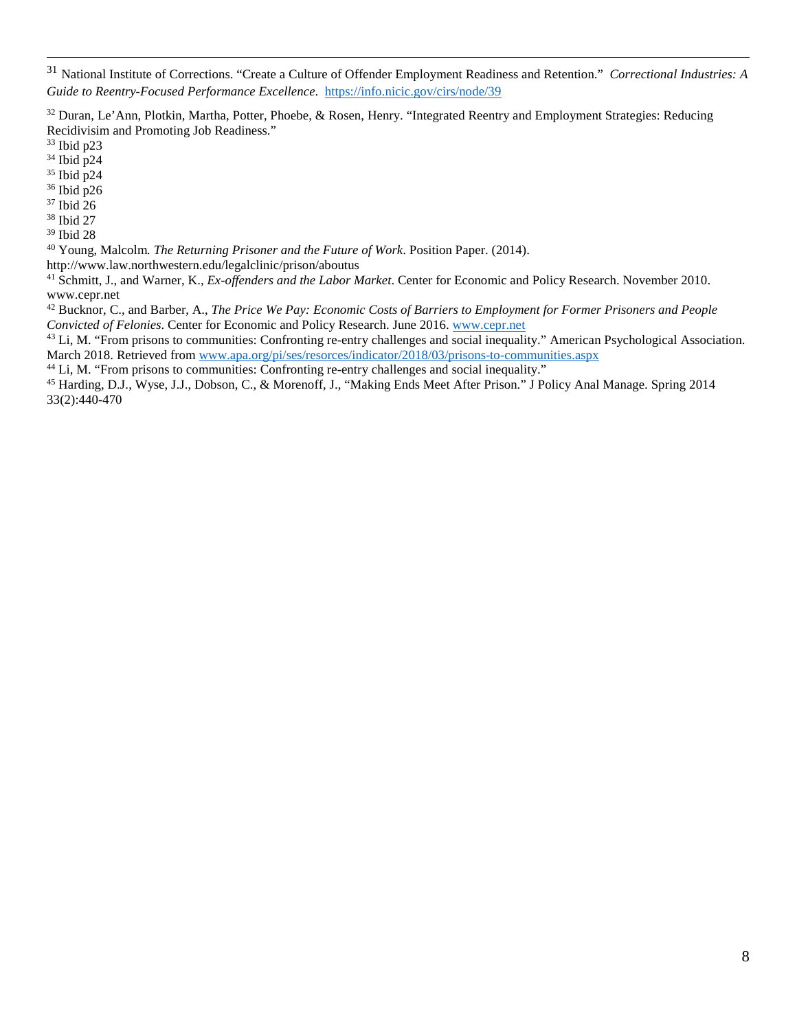[31] National Institute of Corrections. "Create a Culture of Offender Employment Readiness and Retention." *Correctional Industries: A Guide to Reentry-Focused Performance Excellence*. https://info.nicic.gov/cirs/node/39

[32] Duran, Le'Ann, Plotkin, Martha, Potter, Phoebe, & Rosen, Henry. "Integrated Reentry and Employment Strategies: Reducing Recidivisim and Promoting Job Readiness."

[33] Ibid p23

[34] Ibid p24

[35] Ibid p24

[36] Ibid p26

[37] Ibid 26

[38] Ibid 27

[39] Ibid 28

[40] Young, Malcolm. *The Returning Prisoner and the Future of Work*. Position Paper. (2014). http://www.law.northwestern.edu/legalclinic/prison/aboutus

[41] Schmitt, J., and Warner, K., *Ex-offenders and the Labor Market*. Center for Economic and Policy Research. November 2010. www.cepr.net

[42] Bucknor, C., and Barber, A., *The Price We Pay: Economic Costs of Barriers to Employment for Former Prisoners and People Convicted of Felonies*. Center for Economic and Policy Research. June 2016. www.cepr.net

[43] Li, M. "From prisons to communities: Confronting re-entry challenges and social inequality." American Psychological Association. March 2018. Retrieved from www.apa.org/pi/ses/resorces/indicator/2018/03/prisons-to-communities.aspx

[44] Li, M. "From prisons to communities: Confronting re-entry challenges and social inequality."

[45] Harding, D.J., Wyse, J.J., Dobson, C., & Morenoff, J., "Making Ends Meet After Prison." J Policy Anal Manage. Spring 2014 33(2):440-470